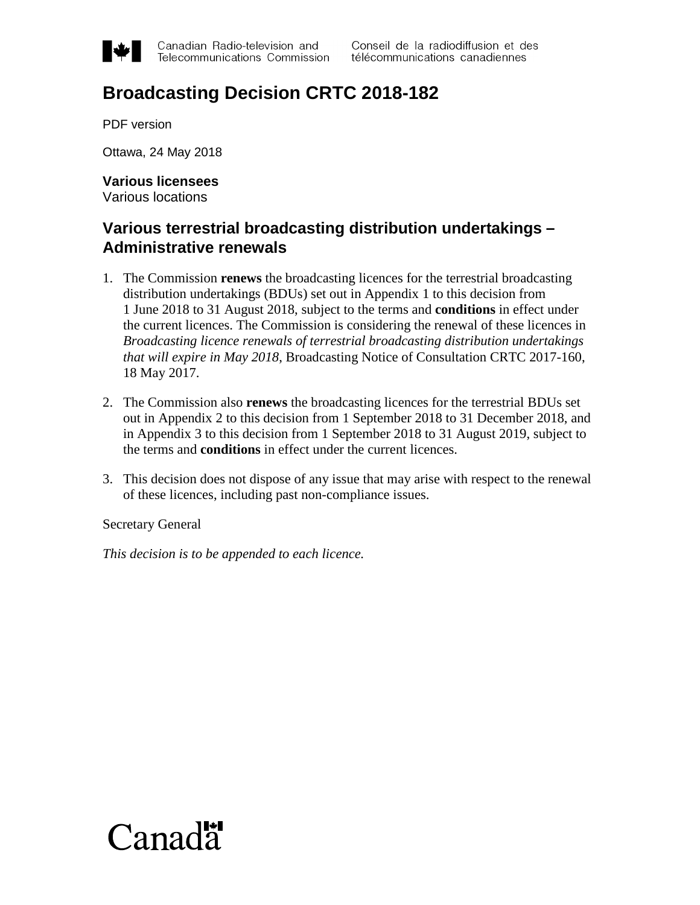# Broadcasting Decision CRTC 2018-182

PDF version

Ottawa, 24 May 2018

**Various licensees**
Various locations

## Various terrestrial broadcasting distribution undertakings – Administrative renewals

1. The Commission **renews** the broadcasting licences for the terrestrial broadcasting distribution undertakings (BDUs) set out in Appendix 1 to this decision from 1 June 2018 to 31 August 2018, subject to the terms and **conditions** in effect under the current licences. The Commission is considering the renewal of these licences in *Broadcasting licence renewals of terrestrial broadcasting distribution undertakings that will expire in May 2018*, Broadcasting Notice of Consultation CRTC 2017-160, 18 May 2017.

2. The Commission also **renews** the broadcasting licences for the terrestrial BDUs set out in Appendix 2 to this decision from 1 September 2018 to 31 December 2018, and in Appendix 3 to this decision from 1 September 2018 to 31 August 2019, subject to the terms and **conditions** in effect under the current licences.

3. This decision does not dispose of any issue that may arise with respect to the renewal of these licences, including past non-compliance issues.

Secretary General

*This decision is to be appended to each licence.*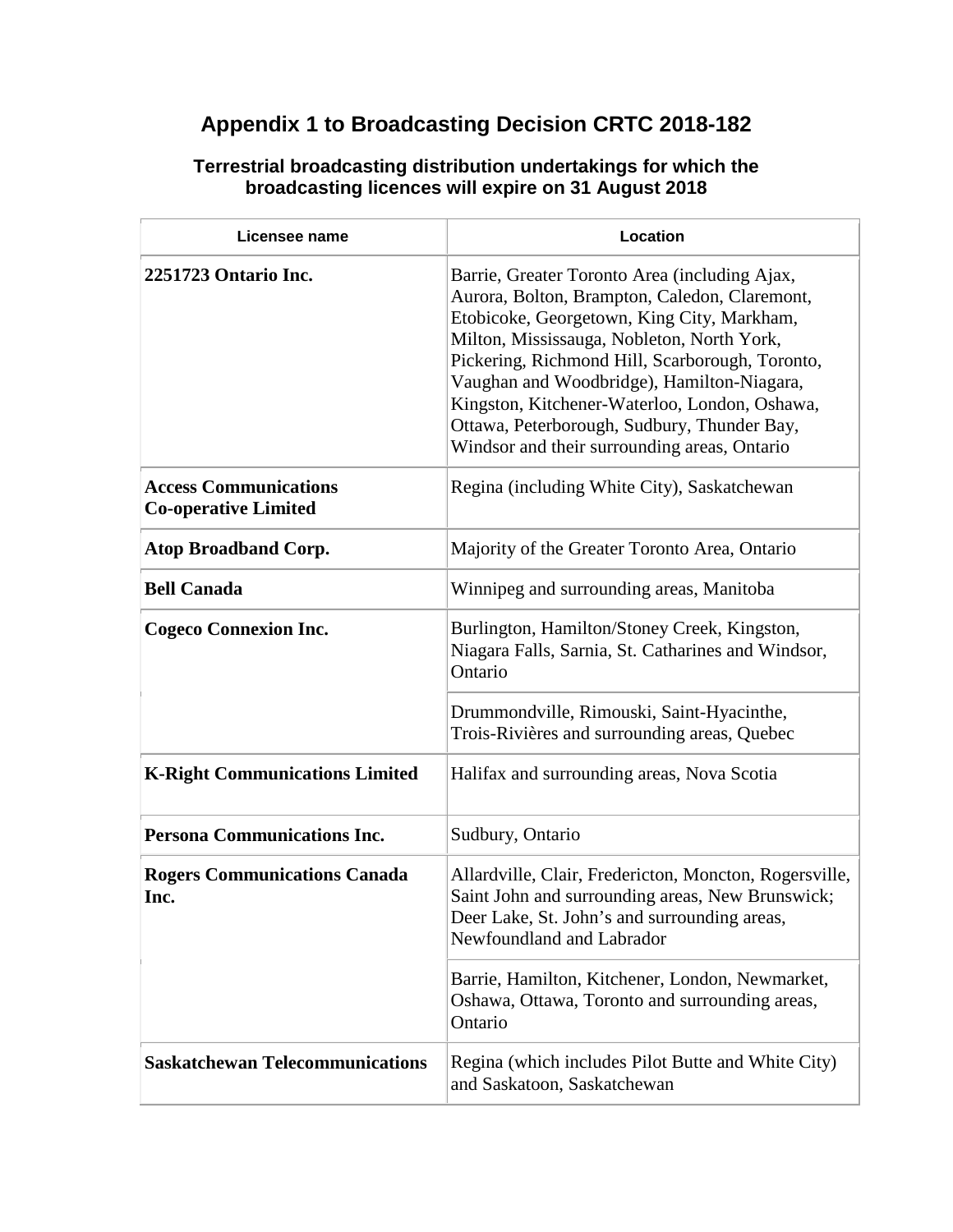# Appendix 1 to Broadcasting Decision CRTC 2018-182

### Terrestrial broadcasting distribution undertakings for which the broadcasting licences will expire on 31 August 2018

| Licensee name | Location |
| --- | --- |
| **2251723 Ontario Inc.** | Barrie, Greater Toronto Area (including Ajax, Aurora, Bolton, Brampton, Caledon, Claremont, Etobicoke, Georgetown, King City, Markham, Milton, Mississauga, Nobleton, North York, Pickering, Richmond Hill, Scarborough, Toronto, Vaughan and Woodbridge), Hamilton-Niagara, Kingston, Kitchener-Waterloo, London, Oshawa, Ottawa, Peterborough, Sudbury, Thunder Bay, Windsor and their surrounding areas, Ontario |
| **Access Communications Co-operative Limited** | Regina (including White City), Saskatchewan |
| **Atop Broadband Corp.** | Majority of the Greater Toronto Area, Ontario |
| **Bell Canada** | Winnipeg and surrounding areas, Manitoba |
| **Cogeco Connexion Inc.** | Burlington, Hamilton/Stoney Creek, Kingston, Niagara Falls, Sarnia, St. Catharines and Windsor, Ontario |
| | Drummondville, Rimouski, Saint-Hyacinthe, Trois-Rivières and surrounding areas, Quebec |
| **K-Right Communications Limited** | Halifax and surrounding areas, Nova Scotia |
| **Persona Communications Inc.** | Sudbury, Ontario |
| **Rogers Communications Canada Inc.** | Allardville, Clair, Fredericton, Moncton, Rogersville, Saint John and surrounding areas, New Brunswick; Deer Lake, St. John's and surrounding areas, Newfoundland and Labrador |
| | Barrie, Hamilton, Kitchener, London, Newmarket, Oshawa, Ottawa, Toronto and surrounding areas, Ontario |
| **Saskatchewan Telecommunications** | Regina (which includes Pilot Butte and White City) and Saskatoon, Saskatchewan |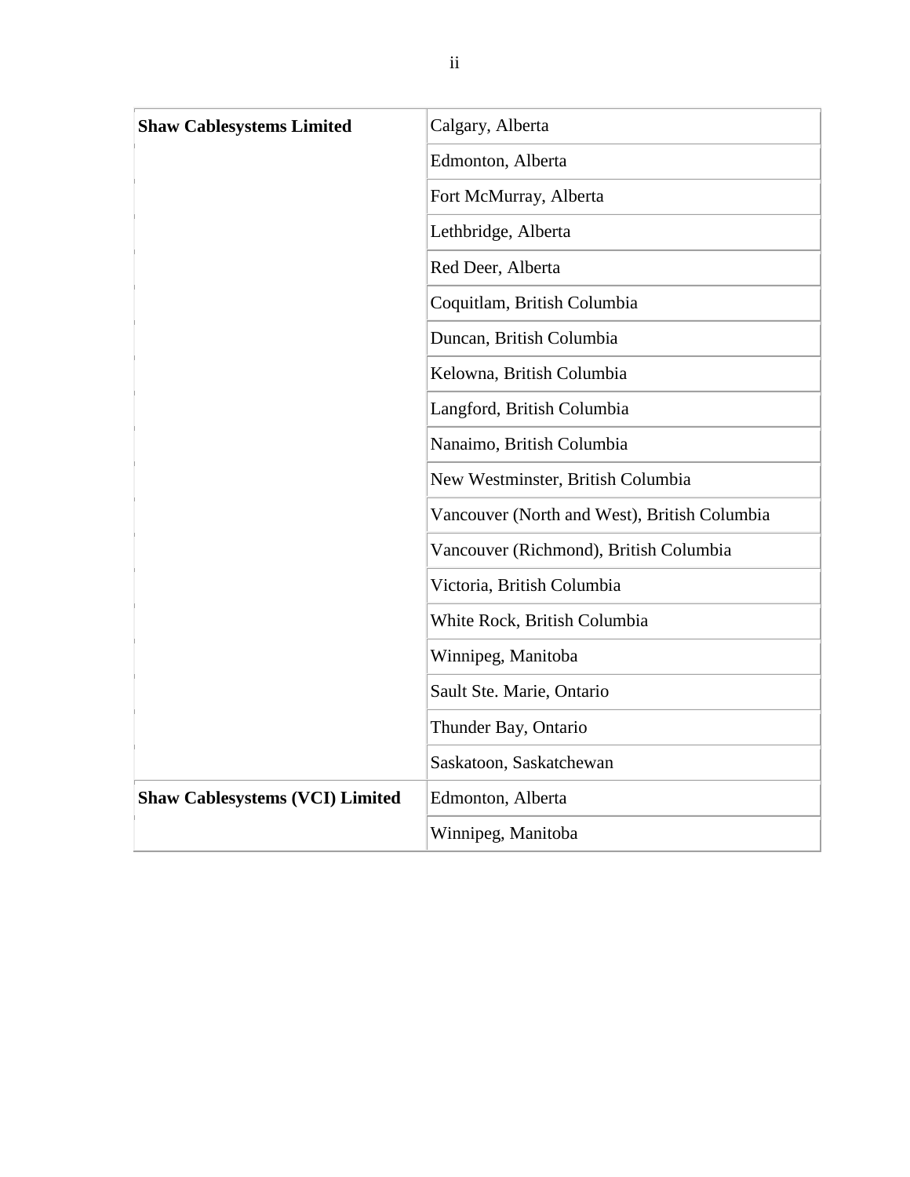| | |
|---|---|
| **Shaw Cablesystems Limited** | Calgary, Alberta |
| | Edmonton, Alberta |
| | Fort McMurray, Alberta |
| | Lethbridge, Alberta |
| | Red Deer, Alberta |
| | Coquitlam, British Columbia |
| | Duncan, British Columbia |
| | Kelowna, British Columbia |
| | Langford, British Columbia |
| | Nanaimo, British Columbia |
| | New Westminster, British Columbia |
| | Vancouver (North and West), British Columbia |
| | Vancouver (Richmond), British Columbia |
| | Victoria, British Columbia |
| | White Rock, British Columbia |
| | Winnipeg, Manitoba |
| | Sault Ste. Marie, Ontario |
| | Thunder Bay, Ontario |
| | Saskatoon, Saskatchewan |
| **Shaw Cablesystems (VCI) Limited** | Edmonton, Alberta |
| | Winnipeg, Manitoba |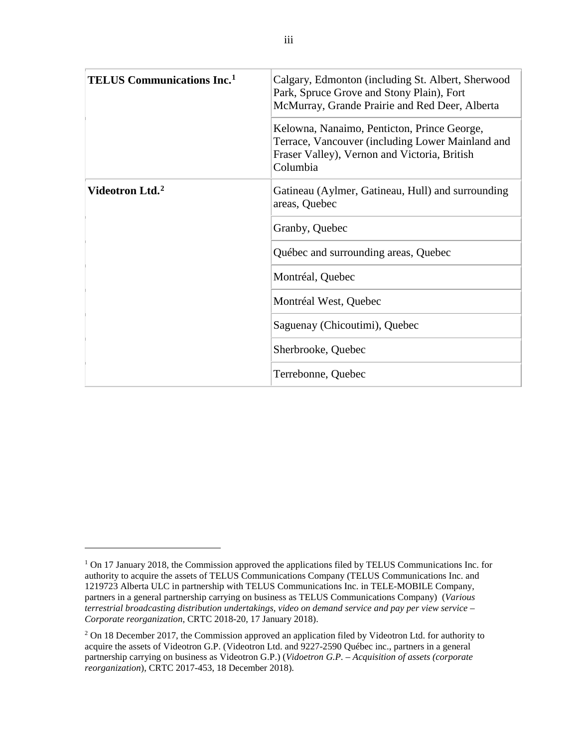| | |
|---|---|
| **TELUS Communications Inc.**[1] | Calgary, Edmonton (including St. Albert, Sherwood Park, Spruce Grove and Stony Plain), Fort McMurray, Grande Prairie and Red Deer, Alberta |
| | Kelowna, Nanaimo, Penticton, Prince George, Terrace, Vancouver (including Lower Mainland and Fraser Valley), Vernon and Victoria, British Columbia |
| **Videotron Ltd.**[2] | Gatineau (Aylmer, Gatineau, Hull) and surrounding areas, Quebec |
| | Granby, Quebec |
| | Québec and surrounding areas, Quebec |
| | Montréal, Quebec |
| | Montréal West, Quebec |
| | Saguenay (Chicoutimi), Quebec |
| | Sherbrooke, Quebec |
| | Terrebonne, Quebec |

[1] On 17 January 2018, the Commission approved the applications filed by TELUS Communications Inc. for authority to acquire the assets of TELUS Communications Company (TELUS Communications Inc. and 1219723 Alberta ULC in partnership with TELUS Communications Inc. in TELE-MOBILE Company, partners in a general partnership carrying on business as TELUS Communications Company) (*Various terrestrial broadcasting distribution undertakings, video on demand service and pay per view service – Corporate reorganization*, CRTC 2018-20, 17 January 2018).

[2] On 18 December 2017, the Commission approved an application filed by Videotron Ltd. for authority to acquire the assets of Videotron G.P. (Videotron Ltd. and 9227-2590 Québec inc., partners in a general partnership carrying on business as Videotron G.P.) (*Vidoetron G.P. – Acquisition of assets (corporate reorganization*), CRTC 2017-453, 18 December 2018).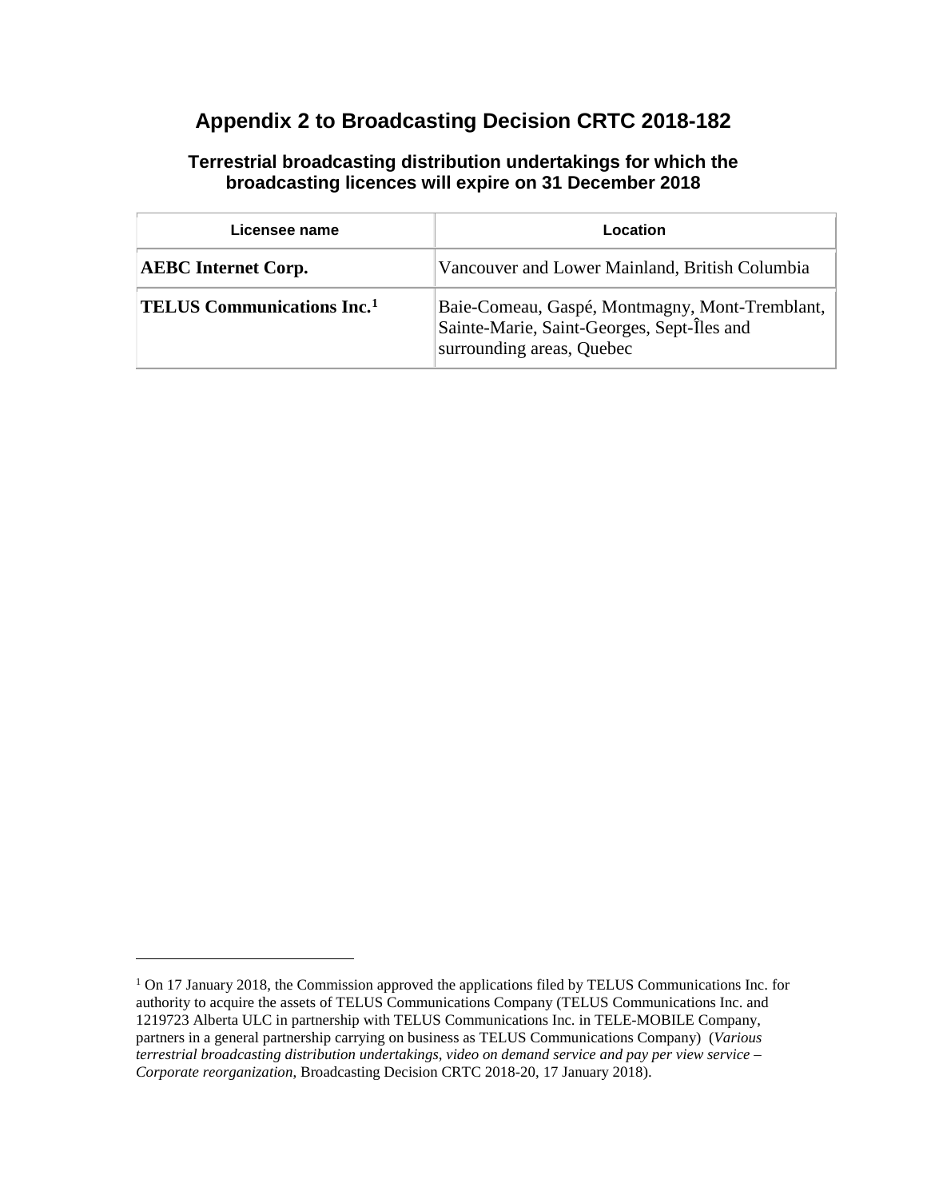# Appendix 2 to Broadcasting Decision CRTC 2018-182

## Terrestrial broadcasting distribution undertakings for which the broadcasting licences will expire on 31 December 2018

| Licensee name | Location |
|---|---|
| **AEBC Internet Corp.** | Vancouver and Lower Mainland, British Columbia |
| **TELUS Communications Inc.[1]** | Baie-Comeau, Gaspé, Montmagny, Mont-Tremblant, Sainte-Marie, Saint-Georges, Sept-Îles and surrounding areas, Quebec |

[1] On 17 January 2018, the Commission approved the applications filed by TELUS Communications Inc. for authority to acquire the assets of TELUS Communications Company (TELUS Communications Inc. and 1219723 Alberta ULC in partnership with TELUS Communications Inc. in TELE-MOBILE Company, partners in a general partnership carrying on business as TELUS Communications Company) (*Various terrestrial broadcasting distribution undertakings, video on demand service and pay per view service – Corporate reorganization*, Broadcasting Decision CRTC 2018-20, 17 January 2018).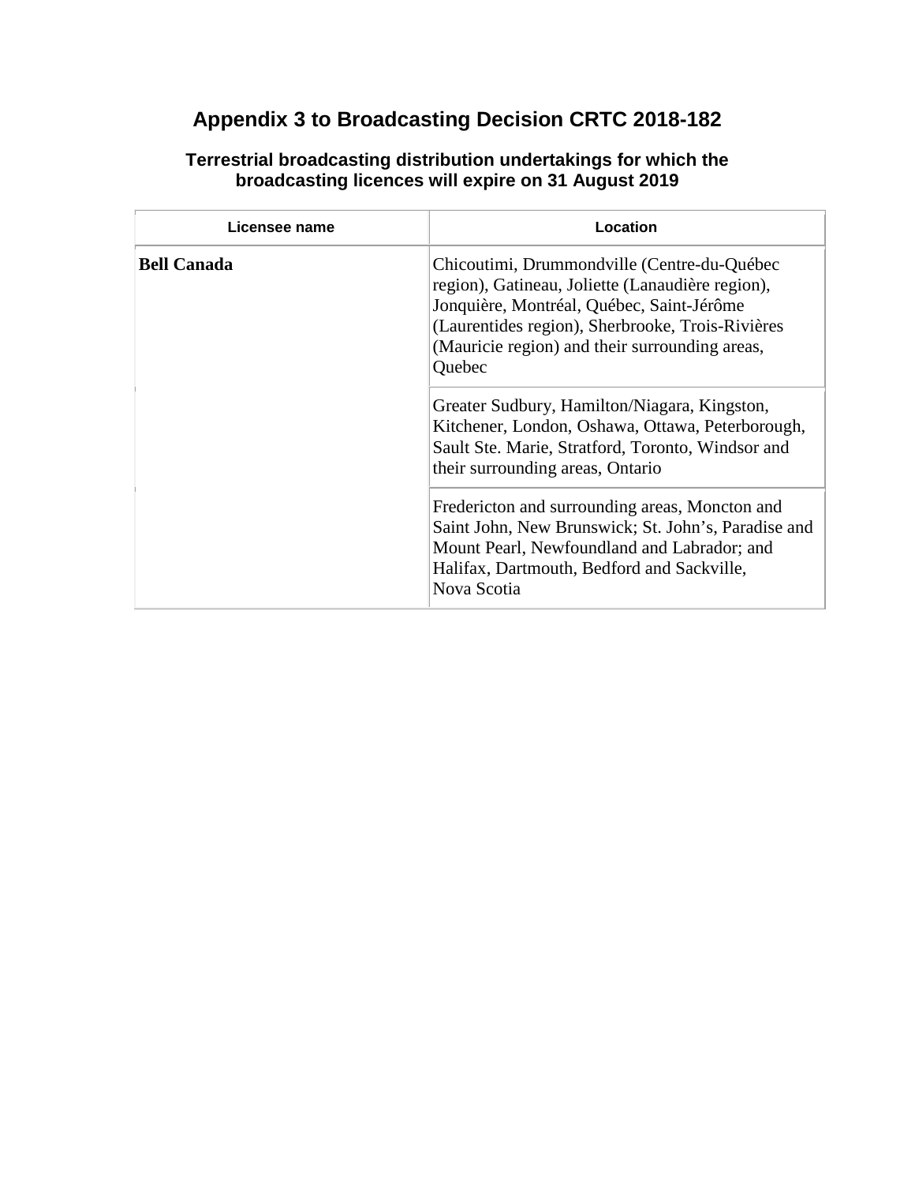# Appendix 3 to Broadcasting Decision CRTC 2018-182

## Terrestrial broadcasting distribution undertakings for which the broadcasting licences will expire on 31 August 2019

| Licensee name | Location |
|---|---|
| **Bell Canada** | Chicoutimi, Drummondville (Centre-du-Québec region), Gatineau, Joliette (Lanaudière region), Jonquière, Montréal, Québec, Saint-Jérôme (Laurentides region), Sherbrooke, Trois-Rivières (Mauricie region) and their surrounding areas, Quebec |
| | Greater Sudbury, Hamilton/Niagara, Kingston, Kitchener, London, Oshawa, Ottawa, Peterborough, Sault Ste. Marie, Stratford, Toronto, Windsor and their surrounding areas, Ontario |
| | Fredericton and surrounding areas, Moncton and Saint John, New Brunswick; St. John's, Paradise and Mount Pearl, Newfoundland and Labrador; and Halifax, Dartmouth, Bedford and Sackville, Nova Scotia |